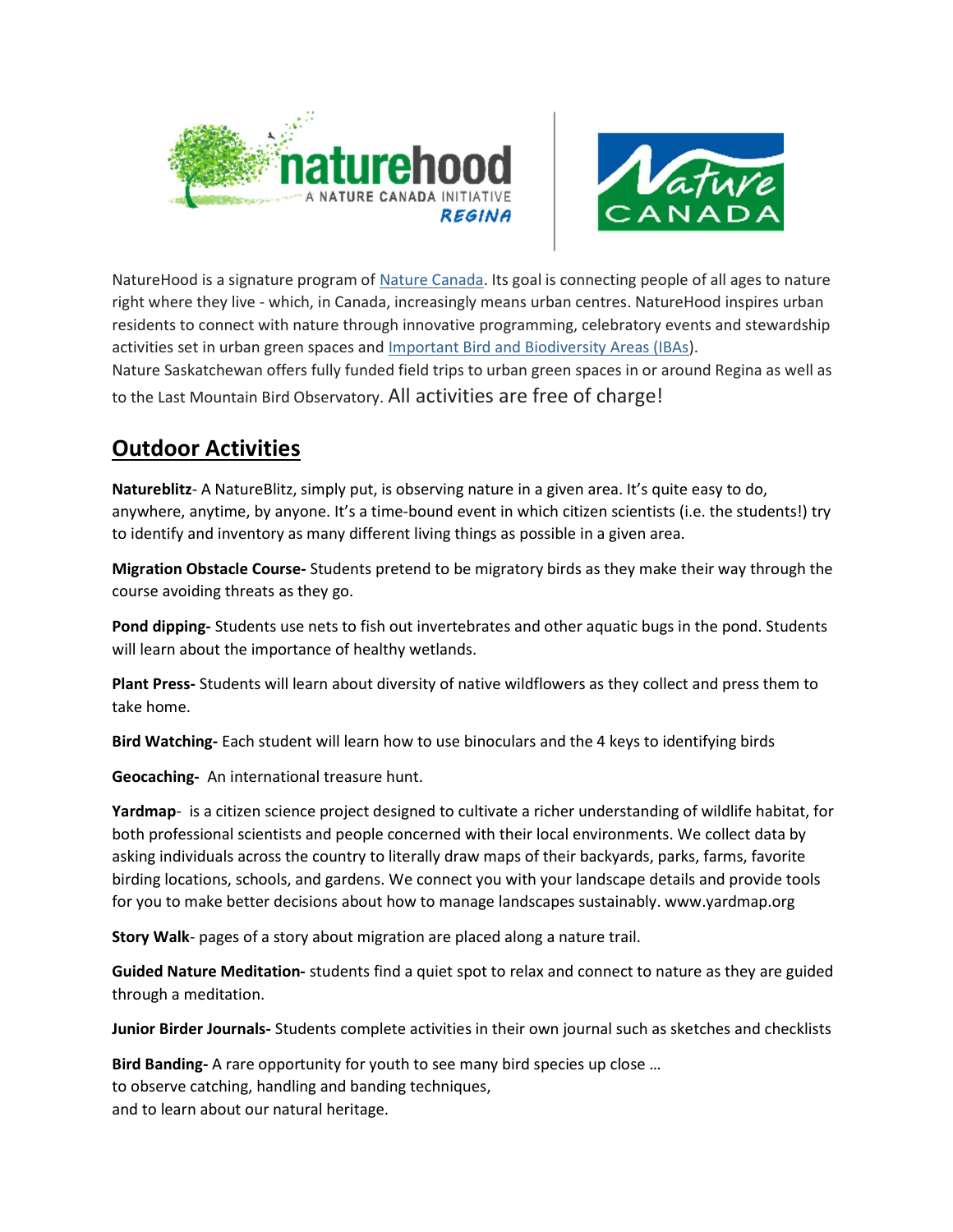NatureHood is a signature program of [Nature Canada](). Its goal is connecting people of all ages to nature right where they live - which, in Canada, increasingly means urban centres. NatureHood inspires urban residents to connect with nature through innovative programming, celebratory events and stewardship activities set in urban green spaces and [Important Bird and Biodiversity Areas (IBAs)]().
Nature Saskatchewan offers fully funded field trips to urban green spaces in or around Regina as well as to the Last Mountain Bird Observatory. All activities are free of charge!

## Outdoor Activities

**Natureblitz**- A NatureBlitz, simply put, is observing nature in a given area. It's quite easy to do, anywhere, anytime, by anyone. It's a time-bound event in which citizen scientists (i.e. the students!) try to identify and inventory as many different living things as possible in a given area.

**Migration Obstacle Course-** Students pretend to be migratory birds as they make their way through the course avoiding threats as they go.

**Pond dipping-** Students use nets to fish out invertebrates and other aquatic bugs in the pond. Students will learn about the importance of healthy wetlands.

**Plant Press-** Students will learn about diversity of native wildflowers as they collect and press them to take home.

**Bird Watching-** Each student will learn how to use binoculars and the 4 keys to identifying birds

**Geocaching-** An international treasure hunt.

**Yardmap**- is a citizen science project designed to cultivate a richer understanding of wildlife habitat, for both professional scientists and people concerned with their local environments. We collect data by asking individuals across the country to literally draw maps of their backyards, parks, farms, favorite birding locations, schools, and gardens. We connect you with your landscape details and provide tools for you to make better decisions about how to manage landscapes sustainably. www.yardmap.org

**Story Walk**- pages of a story about migration are placed along a nature trail.

**Guided Nature Meditation-** students find a quiet spot to relax and connect to nature as they are guided through a meditation.

**Junior Birder Journals-** Students complete activities in their own journal such as sketches and checklists

**Bird Banding-** A rare opportunity for youth to see many bird species up close …
to observe catching, handling and banding techniques,
and to learn about our natural heritage.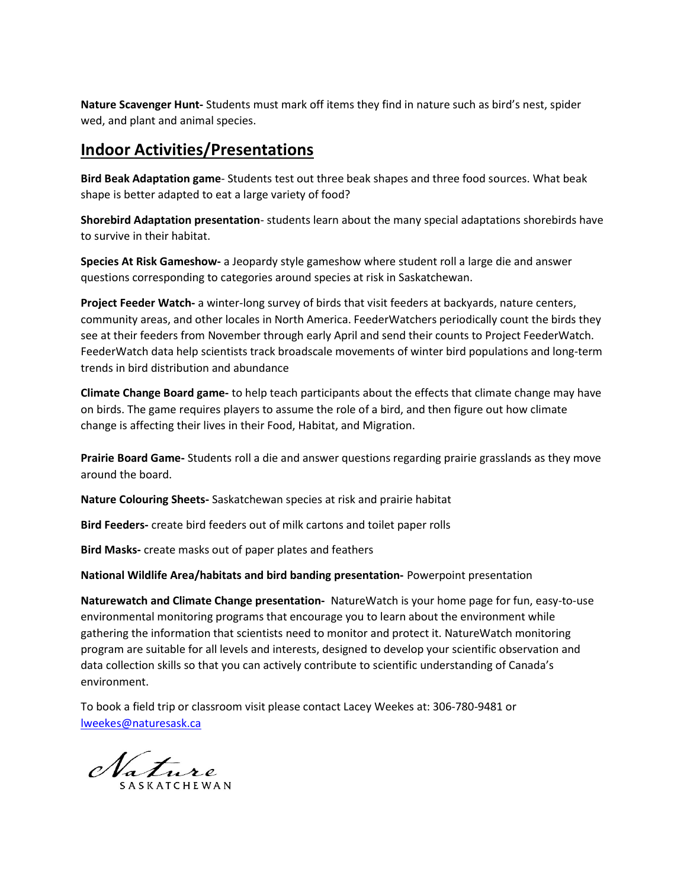**Nature Scavenger Hunt-** Students must mark off items they find in nature such as bird's nest, spider wed, and plant and animal species.

## Indoor Activities/Presentations

**Bird Beak Adaptation game**- Students test out three beak shapes and three food sources. What beak shape is better adapted to eat a large variety of food?

**Shorebird Adaptation presentation**- students learn about the many special adaptations shorebirds have to survive in their habitat.

**Species At Risk Gameshow-** a Jeopardy style gameshow where student roll a large die and answer questions corresponding to categories around species at risk in Saskatchewan.

**Project Feeder Watch-** a winter-long survey of birds that visit feeders at backyards, nature centers, community areas, and other locales in North America. FeederWatchers periodically count the birds they see at their feeders from November through early April and send their counts to Project FeederWatch. FeederWatch data help scientists track broadscale movements of winter bird populations and long-term trends in bird distribution and abundance

**Climate Change Board game-** to help teach participants about the effects that climate change may have on birds. The game requires players to assume the role of a bird, and then figure out how climate change is affecting their lives in their Food, Habitat, and Migration.

**Prairie Board Game-** Students roll a die and answer questions regarding prairie grasslands as they move around the board.

**Nature Colouring Sheets-** Saskatchewan species at risk and prairie habitat

**Bird Feeders-** create bird feeders out of milk cartons and toilet paper rolls

**Bird Masks-** create masks out of paper plates and feathers

**National Wildlife Area/habitats and bird banding presentation-** Powerpoint presentation

**Naturewatch and Climate Change presentation-** NatureWatch is your home page for fun, easy-to-use environmental monitoring programs that encourage you to learn about the environment while gathering the information that scientists need to monitor and protect it. NatureWatch monitoring program are suitable for all levels and interests, designed to develop your scientific observation and data collection skills so that you can actively contribute to scientific understanding of Canada's environment.

To book a field trip or classroom visit please contact Lacey Weekes at: 306-780-9481 or lweekes@naturesask.ca

Nature SASKATCHEWAN